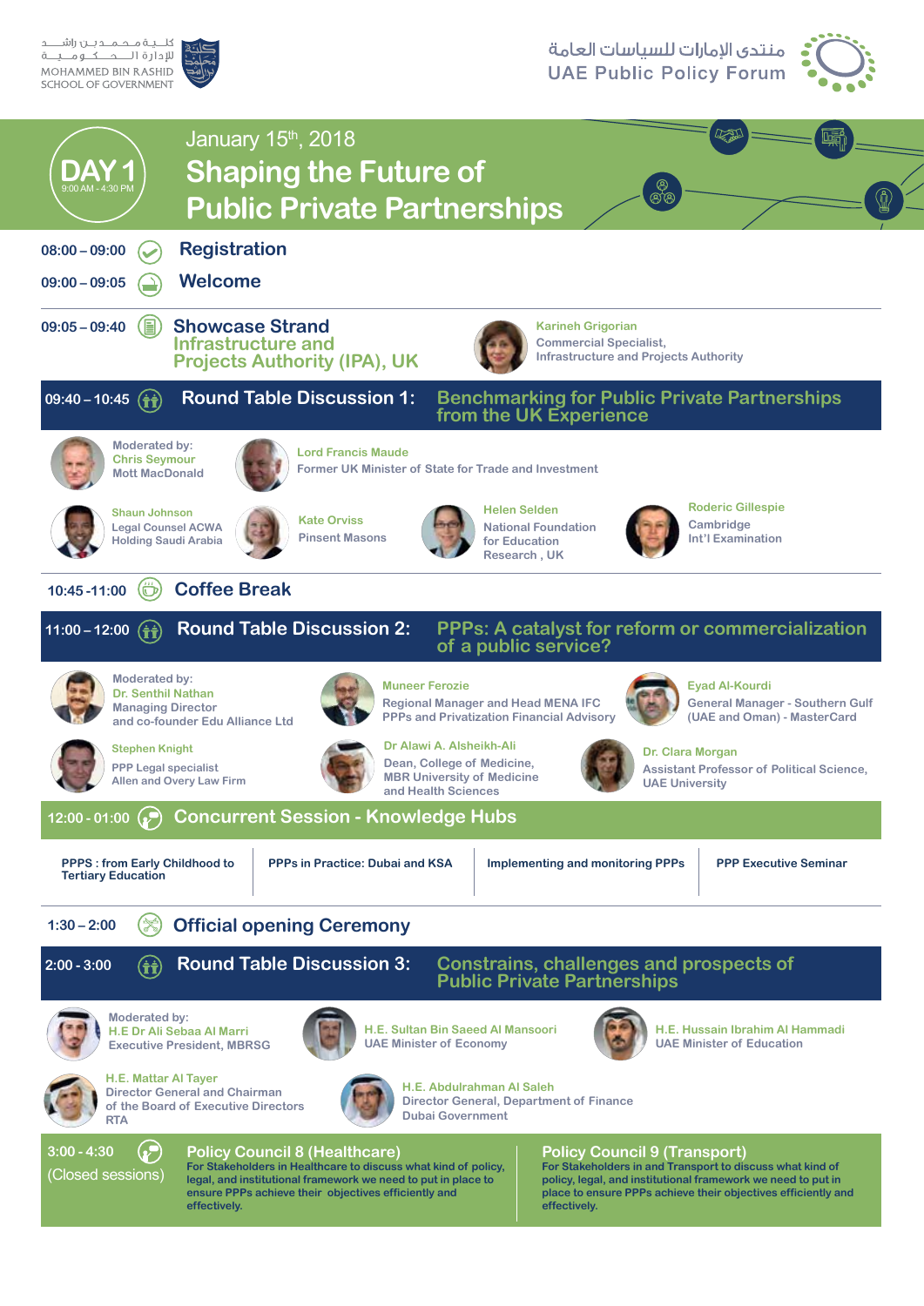كلية محمد بن راشد للإدارة الحكومية
MOHAMMED BIN RASHID SCHOOL OF GOVERNMENT

منتدى الإمارات للسياسات العامة
UAE Public Policy Forum

# DAY 1
9:00 AM - 4:30 PM

January 15th, 2018

# Shaping the Future of Public Private Partnerships

**08:00 – 09:00** Registration

**09:00 – 09:05** Welcome

---

**09:05 – 09:40** **Showcase Strand**
Infrastructure and Projects Authority (IPA), UK

Karineh Grigorian
Commercial Specialist,
Infrastructure and Projects Authority

## 09:40 – 10:45 Round Table Discussion 1: Benchmarking for Public Private Partnerships from the UK Experience

Moderated by:
Chris Seymour
Mott MacDonald

Lord Francis Maude
Former UK Minister of State for Trade and Investment

Shaun Johnson
Legal Counsel ACWA Holding Saudi Arabia

Kate Orviss
Pinsent Masons

Helen Selden
National Foundation for Education Research , UK

Roderic Gillespie
Cambridge Int'l Examination

---

**10:45 -11:00** Coffee Break

## 11:00 – 12:00 Round Table Discussion 2: PPPs: A catalyst for reform or commercialization of a public service?

Moderated by:
Dr. Senthil Nathan
Managing Director and co-founder Edu Alliance Ltd

Muneer Ferozie
Regional Manager and Head MENA IFC PPPs and Privatization Financial Advisory

Eyad Al-Kourdi
General Manager - Southern Gulf (UAE and Oman) - MasterCard

Stephen Knight
PPP Legal specialist
Allen and Overy Law Firm

Dr Alawi A. Alsheikh-Ali
Dean, College of Medicine, MBR University of Medicine and Health Sciences

Dr. Clara Morgan
Assistant Professor of Political Science, UAE University

## 12:00 - 01:00 Concurrent Session - Knowledge Hubs

- PPPS : from Early Childhood to Tertiary Education
- PPPs in Practice: Dubai and KSA
- Implementing and monitoring PPPs
- PPP Executive Seminar

---

**1:30 – 2:00** Official opening Ceremony

## 2:00 - 3:00 Round Table Discussion 3: Constrains, challenges and prospects of Public Private Partnerships

Moderated by:
H.E Dr Ali Sebaa Al Marri
Executive President, MBRSG

H.E. Sultan Bin Saeed Al Mansoori
UAE Minister of Economy

H.E. Hussain Ibrahim Al Hammadi
UAE Minister of Education

H.E. Mattar Al Tayer
Director General and Chairman of the Board of Executive Directors RTA

H.E. Abdulrahman Al Saleh
Director General, Department of Finance Dubai Government

## 3:00 - 4:30 (Closed sessions)

**Policy Council 8 (Healthcare)**
For Stakeholders in Healthcare to discuss what kind of policy, legal, and institutional framework we need to put in place to ensure PPPs achieve their objectives efficiently and effectively.

**Policy Council 9 (Transport)**
For Stakeholders in and Transport to discuss what kind of policy, legal, and institutional framework we need to put in place to ensure PPPs achieve their objectives efficiently and effectively.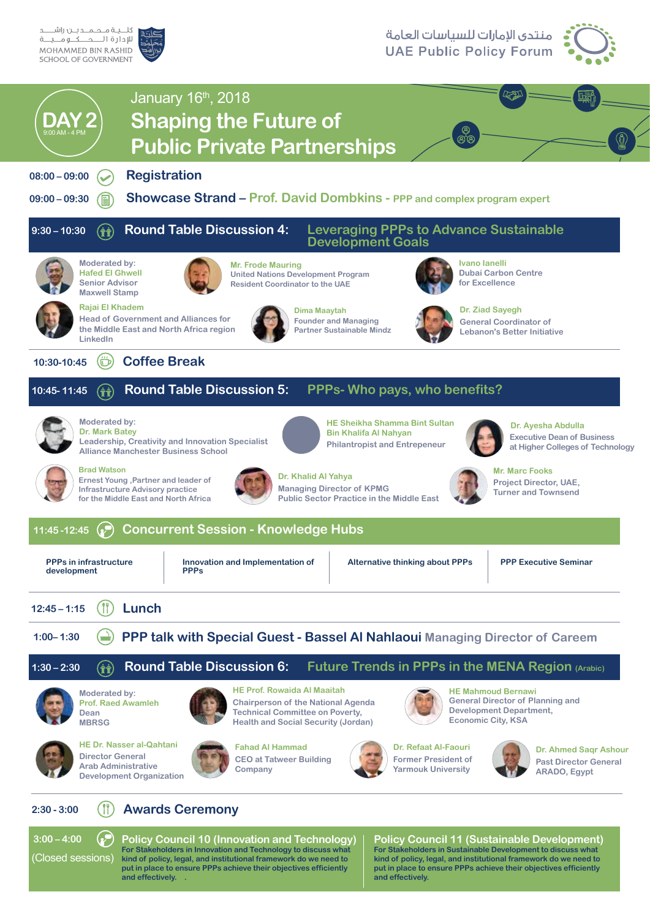كلية محمد بن راشد للإدارة الحكومية
MOHAMMED BIN RASHID SCHOOL OF GOVERNMENT

منتدى الإمارات للسياسات العامة
UAE Public Policy Forum

# DAY 2

9:00 AM - 4 PM

January 16th, 2018

# Shaping the Future of Public Private Partnerships

**08:00 – 09:00** Registration

**09:00 – 09:30** Showcase Strand – Prof. David Dombkins - PPP and complex program expert

## 9:30 – 10:30 Round Table Discussion 4: Leveraging PPPs to Advance Sustainable Development Goals

Moderated by:
Hafed El Ghwell
Senior Advisor
Maxwell Stamp

Mr. Frode Mauring
United Nations Development Program
Resident Coordinator to the UAE

Ivano Ianelli
Dubai Carbon Centre for Excellence

Rajai El Khadem
Head of Government and Alliances for the Middle East and North Africa region
LinkedIn

Dima Maaytah
Founder and Managing Partner Sustainable Mindz

Dr. Ziad Sayegh
General Coordinator of Lebanon's Better Initiative

**10:30-10:45** Coffee Break

## 10:45- 11:45 Round Table Discussion 5: PPPs- Who pays, who benefits?

Moderated by:
Dr. Mark Batey
Leadership, Creativity and Innovation Specialist
Alliance Manchester Business School

HE Sheikha Shamma Bint Sultan Bin Khalifa Al Nahyan
Philantropist and Entrepeneur

Dr. Ayesha Abdulla
Executive Dean of Business at Higher Colleges of Technology

Brad Watson
Ernest Young ,Partner and leader of Infrastructure Advisory practice for the Middle East and North Africa

Dr. Khalid Al Yahya
Managing Director of KPMG
Public Sector Practice in the Middle East

Mr. Marc Fooks
Project Director, UAE, Turner and Townsend

## 11:45 -12:45 Concurrent Session - Knowledge Hubs

- PPPs in infrastructure development
- Innovation and Implementation of PPPs
- Alternative thinking about PPPs
- PPP Executive Seminar

**12:45 – 1:15** Lunch

**1:00– 1:30** PPP talk with Special Guest - Bassel Al Nahlaoui Managing Director of Careem

## 1:30 – 2:30 Round Table Discussion 6: Future Trends in PPPs in the MENA Region (Arabic)

Moderated by:
Prof. Raed Awamleh
Dean
MBRSG

HE Prof. Rowaida Al Maaitah
Chairperson of the National Agenda Technical Committee on Poverty, Health and Social Security (Jordan)

HE Mahmoud Bernawi
General Director of Planning and Development Department,
Economic City, KSA

HE Dr. Nasser al-Qahtani
Director General
Arab Administrative Development Organization

Fahad Al Hammad
CEO at Tatweer Building Company

Dr. Refaat Al-Faouri
Former President of Yarmouk University

Dr. Ahmed Saqr Ashour
Past Director General
ARADO, Egypt

**2:30 - 3:00** Awards Ceremony

## 3:00 – 4:00 (Closed sessions)

**Policy Council 10 (Innovation and Technology)**
For Stakeholders in Innovation and Technology to discuss what kind of policy, legal, and institutional framework do we need to put in place to ensure PPPs achieve their objectives efficiently and effectively.

**Policy Council 11 (Sustainable Development)**
For Stakeholders in Sustainable Development to discuss what kind of policy, legal, and institutional framework do we need to put in place to ensure PPPs achieve their objectives efficiently and effectively.